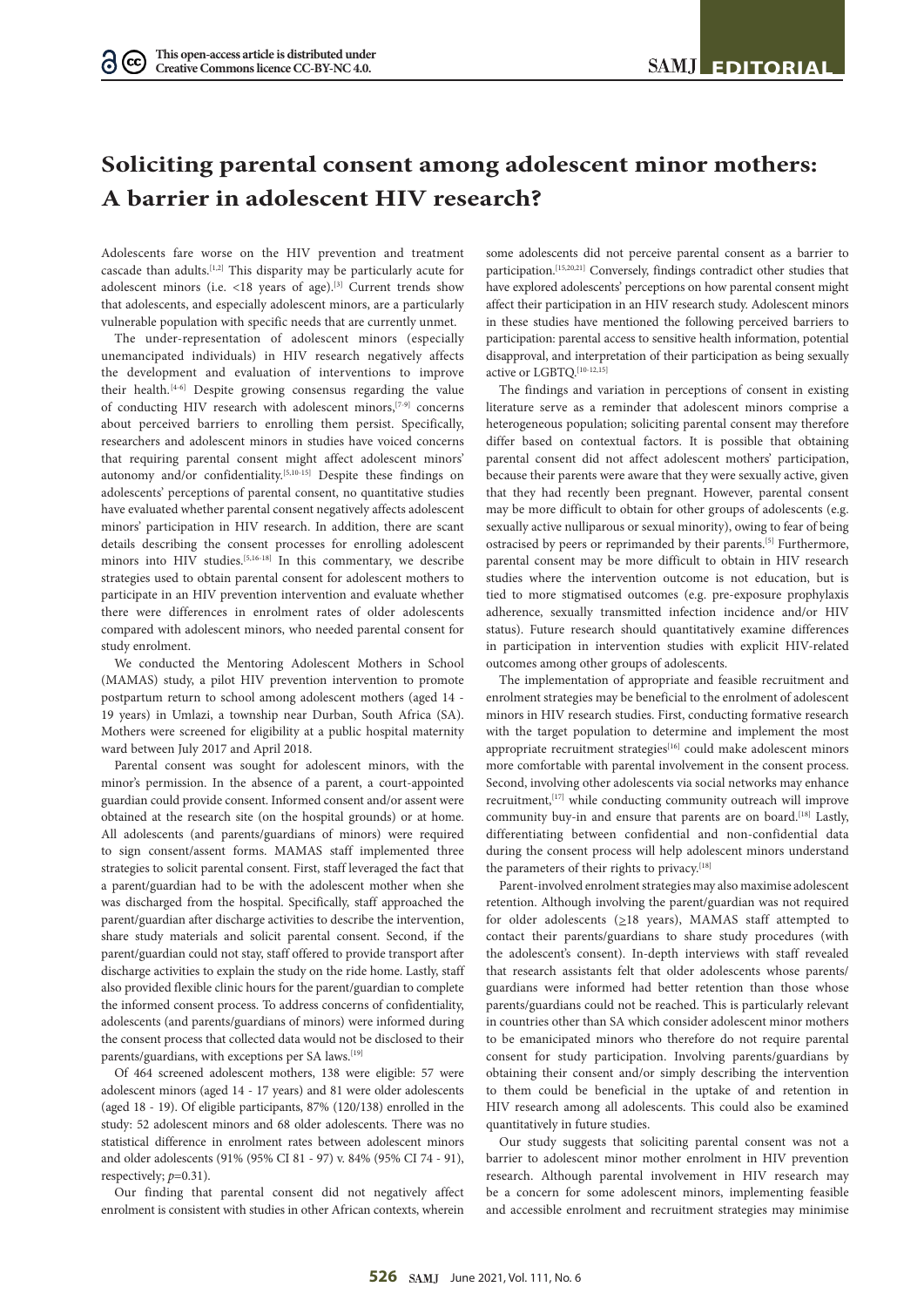# Soliciting parental consent among adolescent minor mothers: A barrier in adolescent HIV research?

Adolescents fare worse on the HIV prevention and treatment cascade than adults.[1,2] This disparity may be particularly acute for adolescent minors (i.e. <18 years of age).[3] Current trends show that adolescents, and especially adolescent minors, are a particularly vulnerable population with specific needs that are currently unmet.

The under-representation of adolescent minors (especially unemancipated individuals) in HIV research negatively affects the development and evaluation of interventions to improve their health.[4-6] Despite growing consensus regarding the value of conducting HIV research with adolescent minors,[7-9] concerns about perceived barriers to enrolling them persist. Specifically, researchers and adolescent minors in studies have voiced concerns that requiring parental consent might affect adolescent minors' autonomy and/or confidentiality.[5,10-15] Despite these findings on adolescents' perceptions of parental consent, no quantitative studies have evaluated whether parental consent negatively affects adolescent minors' participation in HIV research. In addition, there are scant details describing the consent processes for enrolling adolescent minors into HIV studies.[5,16-18] In this commentary, we describe strategies used to obtain parental consent for adolescent mothers to participate in an HIV prevention intervention and evaluate whether there were differences in enrolment rates of older adolescents compared with adolescent minors, who needed parental consent for study enrolment.

We conducted the Mentoring Adolescent Mothers in School (MAMAS) study, a pilot HIV prevention intervention to promote postpartum return to school among adolescent mothers (aged 14 - 19 years) in Umlazi, a township near Durban, South Africa (SA). Mothers were screened for eligibility at a public hospital maternity ward between July 2017 and April 2018.

Parental consent was sought for adolescent minors, with the minor's permission. In the absence of a parent, a court-appointed guardian could provide consent. Informed consent and/or assent were obtained at the research site (on the hospital grounds) or at home. All adolescents (and parents/guardians of minors) were required to sign consent/assent forms. MAMAS staff implemented three strategies to solicit parental consent. First, staff leveraged the fact that a parent/guardian had to be with the adolescent mother when she was discharged from the hospital. Specifically, staff approached the parent/guardian after discharge activities to describe the intervention, share study materials and solicit parental consent. Second, if the parent/guardian could not stay, staff offered to provide transport after discharge activities to explain the study on the ride home. Lastly, staff also provided flexible clinic hours for the parent/guardian to complete the informed consent process. To address concerns of confidentiality, adolescents (and parents/guardians of minors) were informed during the consent process that collected data would not be disclosed to their parents/guardians, with exceptions per SA laws.[19]

Of 464 screened adolescent mothers, 138 were eligible: 57 were adolescent minors (aged 14 - 17 years) and 81 were older adolescents (aged 18 - 19). Of eligible participants, 87% (120/138) enrolled in the study: 52 adolescent minors and 68 older adolescents. There was no statistical difference in enrolment rates between adolescent minors and older adolescents (91% (95% CI 81 - 97) v. 84% (95% CI 74 - 91), respectively; $p$=0.31).

Our finding that parental consent did not negatively affect enrolment is consistent with studies in other African contexts, wherein some adolescents did not perceive parental consent as a barrier to participation.[15,20,21] Conversely, findings contradict other studies that have explored adolescents' perceptions on how parental consent might affect their participation in an HIV research study. Adolescent minors in these studies have mentioned the following perceived barriers to participation: parental access to sensitive health information, potential disapproval, and interpretation of their participation as being sexually active or LGBTQ.[10-12,15]

The findings and variation in perceptions of consent in existing literature serve as a reminder that adolescent minors comprise a heterogeneous population; soliciting parental consent may therefore differ based on contextual factors. It is possible that obtaining parental consent did not affect adolescent mothers' participation, because their parents were aware that they were sexually active, given that they had recently been pregnant. However, parental consent may be more difficult to obtain for other groups of adolescents (e.g. sexually active nulliparous or sexual minority), owing to fear of being ostracised by peers or reprimanded by their parents.[5] Furthermore, parental consent may be more difficult to obtain in HIV research studies where the intervention outcome is not education, but is tied to more stigmatised outcomes (e.g. pre-exposure prophylaxis adherence, sexually transmitted infection incidence and/or HIV status). Future research should quantitatively examine differences in participation in intervention studies with explicit HIV-related outcomes among other groups of adolescents.

The implementation of appropriate and feasible recruitment and enrolment strategies may be beneficial to the enrolment of adolescent minors in HIV research studies. First, conducting formative research with the target population to determine and implement the most appropriate recruitment strategies[16] could make adolescent minors more comfortable with parental involvement in the consent process. Second, involving other adolescents via social networks may enhance recruitment,[17] while conducting community outreach will improve community buy-in and ensure that parents are on board.[18] Lastly, differentiating between confidential and non-confidential data during the consent process will help adolescent minors understand the parameters of their rights to privacy.[18]

Parent-involved enrolment strategies may also maximise adolescent retention. Although involving the parent/guardian was not required for older adolescents (≥18 years), MAMAS staff attempted to contact their parents/guardians to share study procedures (with the adolescent's consent). In-depth interviews with staff revealed that research assistants felt that older adolescents whose parents/guardians were informed had better retention than those whose parents/guardians could not be reached. This is particularly relevant in countries other than SA which consider adolescent minor mothers to be emancipated minors who therefore do not require parental consent for study participation. Involving parents/guardians by obtaining their consent and/or simply describing the intervention to them could be beneficial in the uptake of and retention in HIV research among all adolescents. This could also be examined quantitatively in future studies.

Our study suggests that soliciting parental consent was not a barrier to adolescent minor mother enrolment in HIV prevention research. Although parental involvement in HIV research may be a concern for some adolescent minors, implementing feasible and accessible enrolment and recruitment strategies may minimise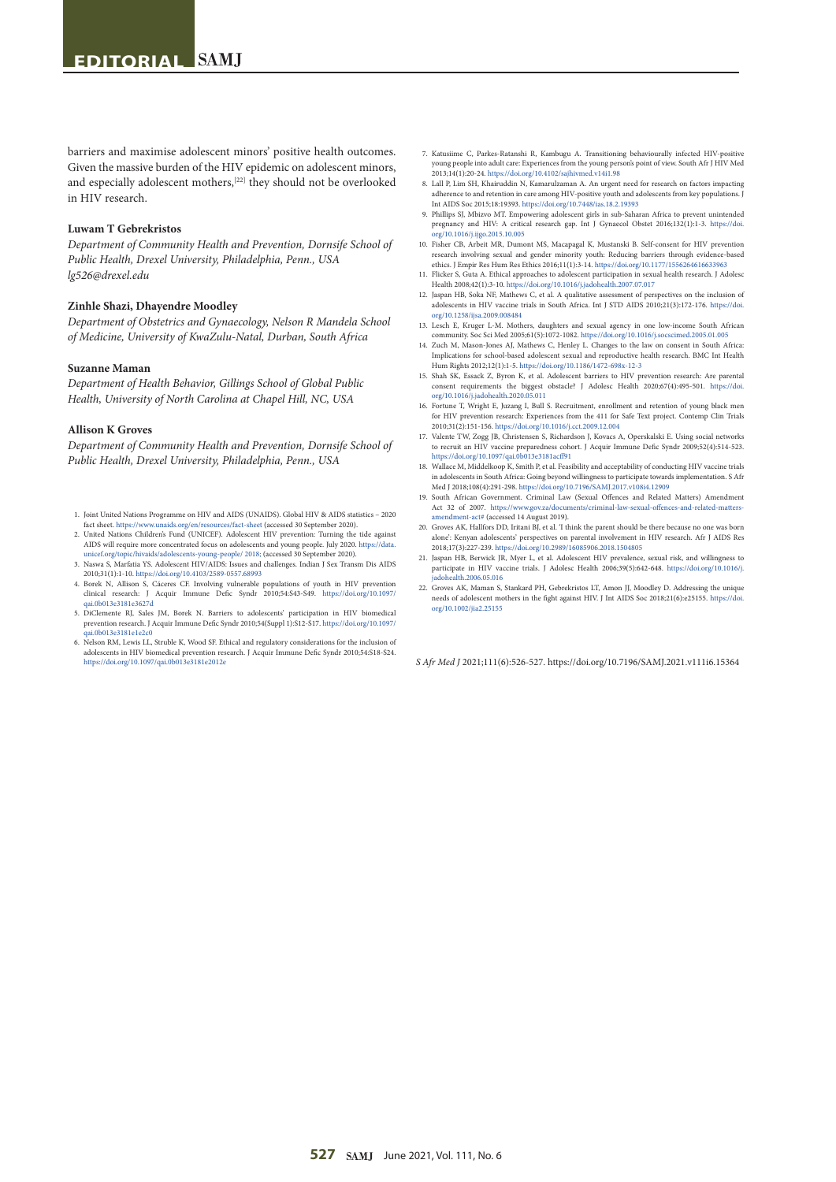barriers and maximise adolescent minors' positive health outcomes. Given the massive burden of the HIV epidemic on adolescent minors, and especially adolescent mothers,[22] they should not be overlooked in HIV research.

**Luwam T Gebrekristos**
*Department of Community Health and Prevention, Dornsife School of Public Health, Drexel University, Philadelphia, Penn., USA*
*lg526@drexel.edu*

**Zinhle Shazi, Dhayendre Moodley**
*Department of Obstetrics and Gynaecology, Nelson R Mandela School of Medicine, University of KwaZulu-Natal, Durban, South Africa*

**Suzanne Maman**
*Department of Health Behavior, Gillings School of Global Public Health, University of North Carolina at Chapel Hill, NC, USA*

**Allison K Groves**
*Department of Community Health and Prevention, Dornsife School of Public Health, Drexel University, Philadelphia, Penn., USA*

1. Joint United Nations Programme on HIV and AIDS (UNAIDS). Global HIV & AIDS statistics – 2020 fact sheet. https://www.unaids.org/en/resources/fact-sheet (accessed 30 September 2020).
2. United Nations Children's Fund (UNICEF). Adolescent HIV prevention: Turning the tide against AIDS will require more concentrated focus on adolescents and young people. July 2020. https://data.unicef.org/topic/hivaids/adolescents-young-people/ 2018; (accessed 30 September 2020).
3. Naswa S, Marfatia YS. Adolescent HIV/AIDS: Issues and challenges. Indian J Sex Transm Dis AIDS 2010;31(1):1-10. https://doi.org/10.4103/2589-0557.68993
4. Borek N, Allison S, Cáceres CF. Involving vulnerable populations of youth in HIV prevention clinical research: J Acquir Immune Defic Syndr 2010;54:S43-S49. https://doi.org/10.1097/qai.0b013e3181e3627d
5. DiClemente RJ, Sales JM, Borek N. Barriers to adolescents' participation in HIV biomedical prevention research. J Acquir Immune Defic Syndr 2010;54(Suppl 1):S12-S17. https://doi.org/10.1097/qai.0b013e3181e1e2c0
6. Nelson RM, Lewis LL, Struble K, Wood SF. Ethical and regulatory considerations for the inclusion of adolescents in HIV biomedical prevention research. J Acquir Immune Defic Syndr 2010;54:S18-S24. https://doi.org/10.1097/qai.0b013e3181e2012e
7. Katusiime C, Parkes-Ratanshi R, Kambugu A. Transitioning behaviourally infected HIV-positive young people into adult care: Experiences from the young person's point of view. South Afr J HIV Med 2013;14(1):20-24. https://doi.org/10.4102/sajhivmed.v14i1.98
8. Lall P, Lim SH, Khairuddin N, Kamarulzaman A. An urgent need for research on factors impacting adherence to and retention in care among HIV-positive youth and adolescents from key populations. J Int AIDS Soc 2015;18:19393. https://doi.org/10.7448/ias.18.2.19393
9. Phillips SJ, Mbizvo MT. Empowering adolescent girls in sub-Saharan Africa to prevent unintended pregnancy and HIV: A critical research gap. Int J Gynaecol Obstet 2016;132(1):1-3. https://doi.org/10.1016/j.ijgo.2015.10.005
10. Fisher CB, Arbeit MR, Dumont MS, Macapagal K, Mustanski B. Self-consent for HIV prevention research involving sexual and gender minority youth: Reducing barriers through evidence-based ethics. J Empir Res Hum Res Ethics 2016;11(1):3-14. https://doi.org/10.1177/1556264616633963
11. Flicker S, Guta A. Ethical approaches to adolescent participation in sexual health research. J Adolesc Health 2008;42(1):3-10. https://doi.org/10.1016/j.jadohealth.2007.07.017
12. Jaspan HB, Soka NF, Mathews C, et al. A qualitative assessment of perspectives on the inclusion of adolescents in HIV vaccine trials in South Africa. Int J STD AIDS 2010;21(3):172-176. https://doi.org/10.1258/ijsa.2009.008484
13. Lesch E, Kruger L-M. Mothers, daughters and sexual agency in one low-income South African community. Soc Sci Med 2005;61(5):1072-1082. https://doi.org/10.1016/j.socscimed.2005.01.005
14. Zuch M, Mason-Jones AJ, Mathews C, Henley L. Changes to the law on consent in South Africa: Implications for school-based adolescent sexual and reproductive health research. BMC Int Health Hum Rights 2012;12(1):1-5. https://doi.org/10.1186/1472-698x-12-3
15. Shah SK, Essack Z, Byron K, et al. Adolescent barriers to HIV prevention research: Are parental consent requirements the biggest obstacle? J Adolesc Health 2020;67(4):495-501. https://doi.org/10.1016/j.jadohealth.2020.05.011
16. Fortune T, Wright E, Juzang I, Bull S. Recruitment, enrollment and retention of young black men for HIV prevention research: Experiences from the 411 for Safe Text project. Contemp Clin Trials 2010;31(2):151-156. https://doi.org/10.1016/j.cct.2009.12.004
17. Valente TW, Zogg JB, Christensen S, Richardson J, Kovacs A, Operskalski E. Using social networks to recruit an HIV vaccine preparedness cohort. J Acquir Immune Defic Syndr 2009;52(4):514-523. https://doi.org/10.1097/qai.0b013e3181acff91
18. Wallace M, Middelkoop K, Smith P, et al. Feasibility and acceptability of conducting HIV vaccine trials in adolescents in South Africa: Going beyond willingness to participate towards implementation. S Afr Med J 2018;108(4):291-298. https://doi.org/10.7196/SAMJ.2017.v108i4.12909
19. South African Government. Criminal Law (Sexual Offences and Related Matters) Amendment Act 32 of 2007. https://www.gov.za/documents/criminal-law-sexual-offences-and-related-matters-amendment-act# (accessed 14 August 2019).
20. Groves AK, Hallfors DD, Iritani BJ, et al. 'I think the parent should be there because no one was born alone': Kenyan adolescents' perspectives on parental involvement in HIV research. Afr J AIDS Res 2018;17(3):227-239. https://doi.org/10.2989/16085906.2018.1504805
21. Jaspan HB, Berwick JR, Myer L, et al. Adolescent HIV prevalence, sexual risk, and willingness to participate in HIV vaccine trials. J Adolesc Health 2006;39(5):642-648. https://doi.org/10.1016/j.jadohealth.2006.05.016
22. Groves AK, Maman S, Stankard PH, Gebrekristos LT, Amon JJ, Moodley D. Addressing the unique needs of adolescent mothers in the fight against HIV. J Int AIDS Soc 2018;21(6):e25155. https://doi.org/10.1002/jia2.25155

*S Afr Med J* 2021;111(6):526-527. https://doi.org/10.7196/SAMJ.2021.v111i6.15364